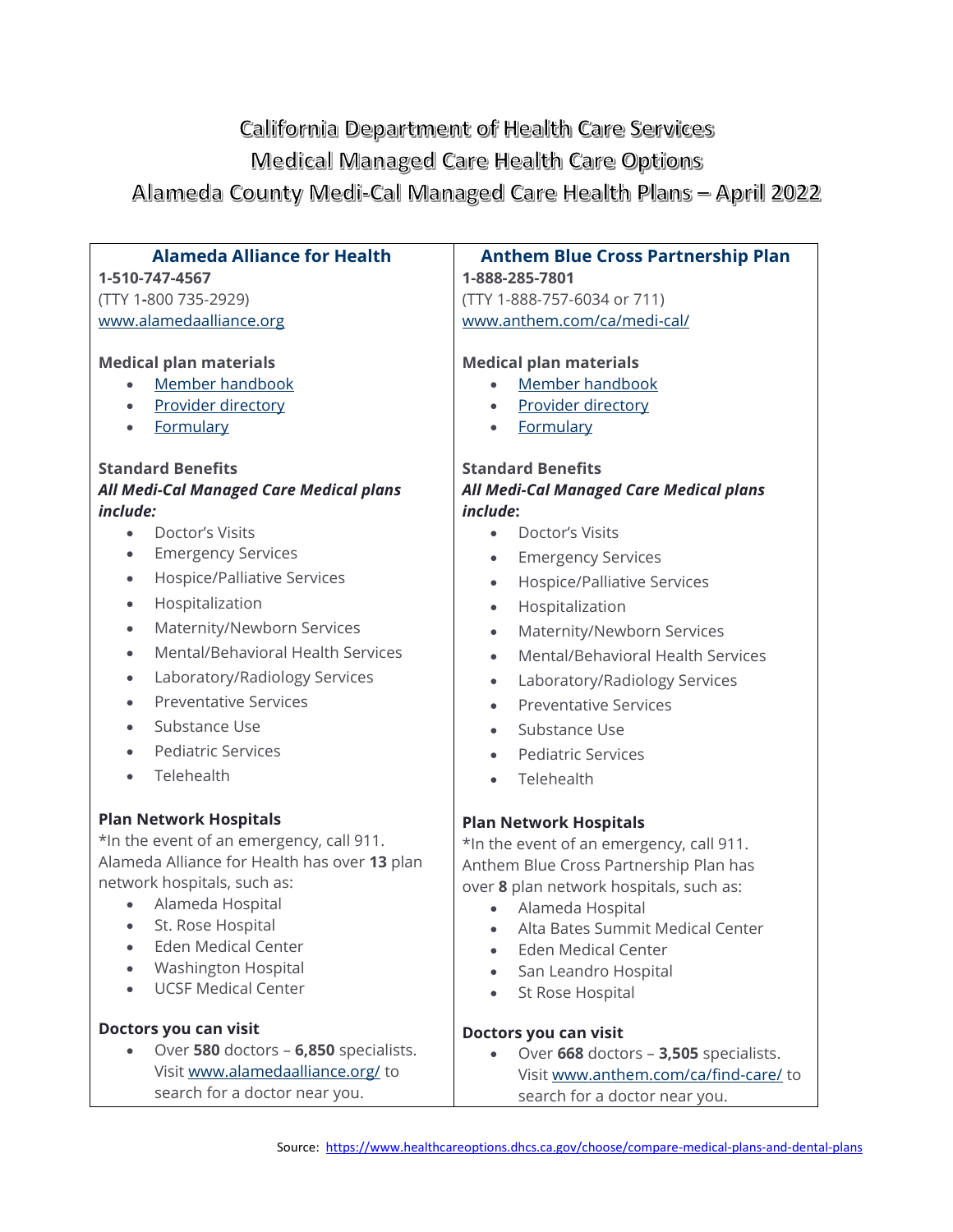# California Department of Health Care Services
# Medical Managed Care Health Care Options
# Alameda County Medi-Cal Managed Care Health Plans – April 2022

## Alameda Alliance for Health

**1-510-747-4567**
(TTY 1-800 735-2929)
[www.alamedaalliance.org](www.alamedaalliance.org)

**Medical plan materials**

- Member handbook
- Provider directory
- Formulary

**Standard Benefits**
***All Medi-Cal Managed Care Medical plans include:***

- Doctor's Visits
- Emergency Services
- Hospice/Palliative Services
- Hospitalization
- Maternity/Newborn Services
- Mental/Behavioral Health Services
- Laboratory/Radiology Services
- Preventative Services
- Substance Use
- Pediatric Services
- Telehealth

**Plan Network Hospitals**
*In the event of an emergency, call 911.
Alameda Alliance for Health has over **13** plan network hospitals, such as:

- Alameda Hospital
- St. Rose Hospital
- Eden Medical Center
- Washington Hospital
- UCSF Medical Center

**Doctors you can visit**

- Over **580** doctors – **6,850** specialists. Visit [www.alamedaalliance.org/](www.alamedaalliance.org/) to search for a doctor near you.

## Anthem Blue Cross Partnership Plan

**1-888-285-7801**
(TTY 1-888-757-6034 or 711)
[www.anthem.com/ca/medi-cal/](www.anthem.com/ca/medi-cal/)

**Medical plan materials**

- Member handbook
- Provider directory
- Formulary

**Standard Benefits**
***All Medi-Cal Managed Care Medical plans include*:**

- Doctor's Visits
- Emergency Services
- Hospice/Palliative Services
- Hospitalization
- Maternity/Newborn Services
- Mental/Behavioral Health Services
- Laboratory/Radiology Services
- Preventative Services
- Substance Use
- Pediatric Services
- Telehealth

**Plan Network Hospitals**
*In the event of an emergency, call 911.
Anthem Blue Cross Partnership Plan has over **8** plan network hospitals, such as:

- Alameda Hospital
- Alta Bates Summit Medical Center
- Eden Medical Center
- San Leandro Hospital
- St Rose Hospital

**Doctors you can visit**

- Over **668** doctors – **3,505** specialists. Visit [www.anthem.com/ca/find-care/](www.anthem.com/ca/find-care/) to search for a doctor near you.

Source: [https://www.healthcareoptions.dhcs.ca.gov/choose/compare-medical-plans-and-dental-plans](https://www.healthcareoptions.dhcs.ca.gov/choose/compare-medical-plans-and-dental-plans)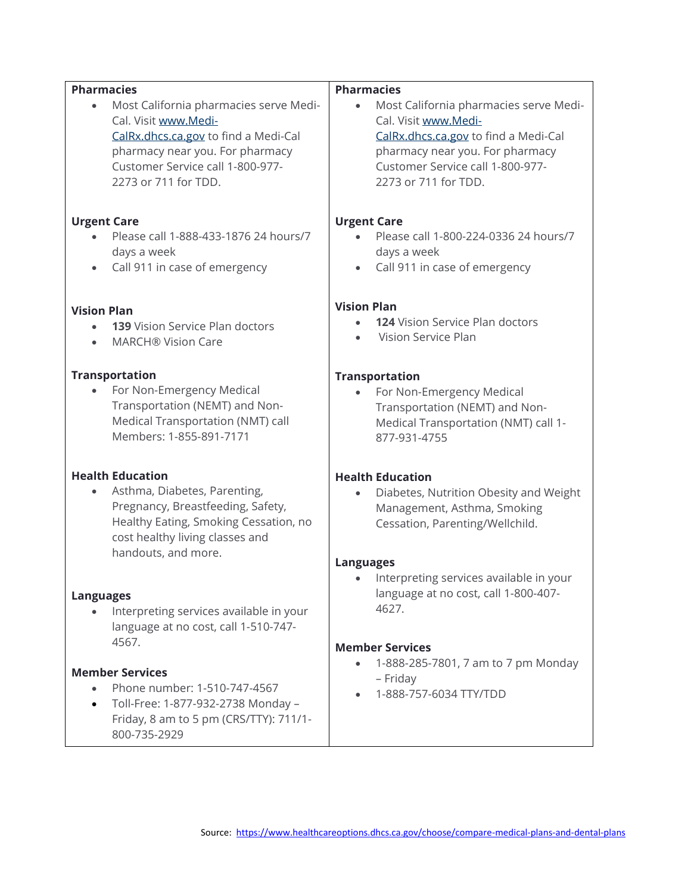| | |
|---|---|
| **Pharmacies**<br>• Most California pharmacies serve Medi-Cal. Visit [www.Medi-CalRx.dhcs.ca.gov](www.Medi-CalRx.dhcs.ca.gov) to find a Medi-Cal pharmacy near you. For pharmacy Customer Service call 1-800-977-2273 or 711 for TDD.<br><br>**Urgent Care**<br>• Please call 1-888-433-1876 24 hours/7 days a week<br>• Call 911 in case of emergency<br><br>**Vision Plan**<br>• **139** Vision Service Plan doctors<br>• MARCH® Vision Care<br><br>**Transportation**<br>• For Non-Emergency Medical Transportation (NEMT) and Non-Medical Transportation (NMT) call Members: 1-855-891-7171<br><br>**Health Education**<br>• Asthma, Diabetes, Parenting, Pregnancy, Breastfeeding, Safety, Healthy Eating, Smoking Cessation, no cost healthy living classes and handouts, and more.<br><br>**Languages**<br>• Interpreting services available in your language at no cost, call 1-510-747-4567.<br><br>**Member Services**<br>• Phone number: 1-510-747-4567<br>• Toll-Free: 1-877-932-2738 Monday – Friday, 8 am to 5 pm (CRS/TTY): 711/1-800-735-2929 | **Pharmacies**<br>• Most California pharmacies serve Medi-Cal. Visit [www.Medi-CalRx.dhcs.ca.gov](www.Medi-CalRx.dhcs.ca.gov) to find a Medi-Cal pharmacy near you. For pharmacy Customer Service call 1-800-977-2273 or 711 for TDD.<br><br>**Urgent Care**<br>• Please call 1-800-224-0336 24 hours/7 days a week<br>• Call 911 in case of emergency<br><br>**Vision Plan**<br>• **124** Vision Service Plan doctors<br>• Vision Service Plan<br><br>**Transportation**<br>• For Non-Emergency Medical Transportation (NEMT) and Non-Medical Transportation (NMT) call 1-877-931-4755<br><br>**Health Education**<br>• Diabetes, Nutrition Obesity and Weight Management, Asthma, Smoking Cessation, Parenting/Wellchild.<br><br>**Languages**<br>• Interpreting services available in your language at no cost, call 1-800-407-4627.<br><br>**Member Services**<br>• 1-888-285-7801, 7 am to 7 pm Monday – Friday<br>• 1-888-757-6034 TTY/TDD |

Source: [https://www.healthcareoptions.dhcs.ca.gov/choose/compare-medical-plans-and-dental-plans](https://www.healthcareoptions.dhcs.ca.gov/choose/compare-medical-plans-and-dental-plans)